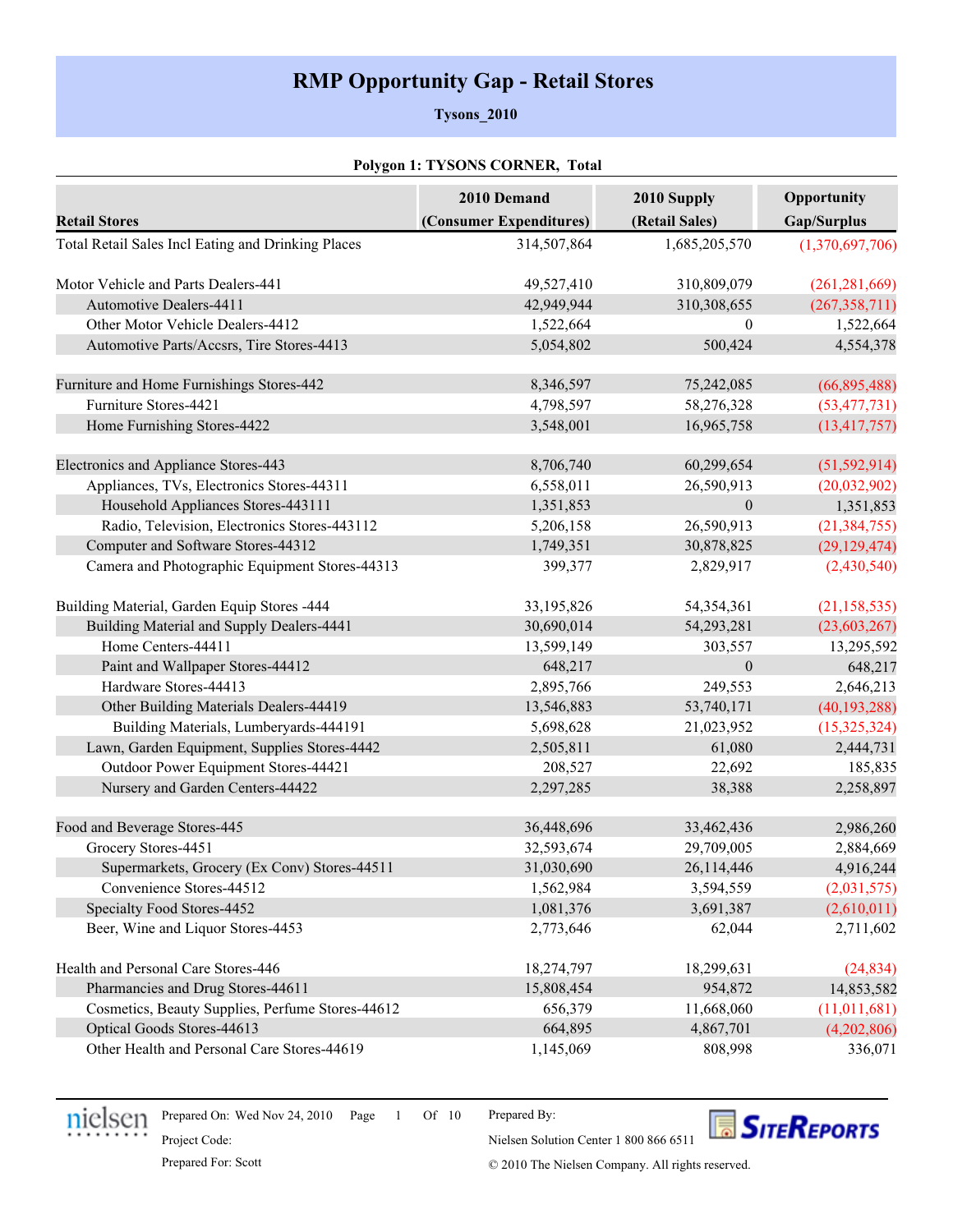# RMP Opportunity Gap - Retail Stores

**Tysons_2010**

**Polygon 1: TYSONS CORNER, Total**

| Retail Stores | 2010 Demand (Consumer Expenditures) | 2010 Supply (Retail Sales) | Opportunity Gap/Surplus |
|---|---|---|---|
| Total Retail Sales Incl Eating and Drinking Places | 314,507,864 | 1,685,205,570 | (1,370,697,706) |
| | | | |
| Motor Vehicle and Parts Dealers-441 | 49,527,410 | 310,809,079 | (261,281,669) |
| Automotive Dealers-4411 | 42,949,944 | 310,308,655 | (267,358,711) |
| Other Motor Vehicle Dealers-4412 | 1,522,664 | 0 | 1,522,664 |
| Automotive Parts/Accsrs, Tire Stores-4413 | 5,054,802 | 500,424 | 4,554,378 |
| | | | |
| Furniture and Home Furnishings Stores-442 | 8,346,597 | 75,242,085 | (66,895,488) |
| Furniture Stores-4421 | 4,798,597 | 58,276,328 | (53,477,731) |
| Home Furnishing Stores-4422 | 3,548,001 | 16,965,758 | (13,417,757) |
| | | | |
| Electronics and Appliance Stores-443 | 8,706,740 | 60,299,654 | (51,592,914) |
| Appliances, TVs, Electronics Stores-44311 | 6,558,011 | 26,590,913 | (20,032,902) |
| Household Appliances Stores-443111 | 1,351,853 | 0 | 1,351,853 |
| Radio, Television, Electronics Stores-443112 | 5,206,158 | 26,590,913 | (21,384,755) |
| Computer and Software Stores-44312 | 1,749,351 | 30,878,825 | (29,129,474) |
| Camera and Photographic Equipment Stores-44313 | 399,377 | 2,829,917 | (2,430,540) |
| | | | |
| Building Material, Garden Equip Stores -444 | 33,195,826 | 54,354,361 | (21,158,535) |
| Building Material and Supply Dealers-4441 | 30,690,014 | 54,293,281 | (23,603,267) |
| Home Centers-44411 | 13,599,149 | 303,557 | 13,295,592 |
| Paint and Wallpaper Stores-44412 | 648,217 | 0 | 648,217 |
| Hardware Stores-44413 | 2,895,766 | 249,553 | 2,646,213 |
| Other Building Materials Dealers-44419 | 13,546,883 | 53,740,171 | (40,193,288) |
| Building Materials, Lumberyards-444191 | 5,698,628 | 21,023,952 | (15,325,324) |
| Lawn, Garden Equipment, Supplies Stores-4442 | 2,505,811 | 61,080 | 2,444,731 |
| Outdoor Power Equipment Stores-44421 | 208,527 | 22,692 | 185,835 |
| Nursery and Garden Centers-44422 | 2,297,285 | 38,388 | 2,258,897 |
| | | | |
| Food and Beverage Stores-445 | 36,448,696 | 33,462,436 | 2,986,260 |
| Grocery Stores-4451 | 32,593,674 | 29,709,005 | 2,884,669 |
| Supermarkets, Grocery (Ex Conv) Stores-44511 | 31,030,690 | 26,114,446 | 4,916,244 |
| Convenience Stores-44512 | 1,562,984 | 3,594,559 | (2,031,575) |
| Specialty Food Stores-4452 | 1,081,376 | 3,691,387 | (2,610,011) |
| Beer, Wine and Liquor Stores-4453 | 2,773,646 | 62,044 | 2,711,602 |
| | | | |
| Health and Personal Care Stores-446 | 18,274,797 | 18,299,631 | (24,834) |
| Pharmancies and Drug Stores-44611 | 15,808,454 | 954,872 | 14,853,582 |
| Cosmetics, Beauty Supplies, Perfume Stores-44612 | 656,379 | 11,668,060 | (11,011,681) |
| Optical Goods Stores-44613 | 664,895 | 4,867,701 | (4,202,806) |
| Other Health and Personal Care Stores-44619 | 1,145,069 | 808,998 | 336,071 |

Prepared On: Wed Nov 24, 2010
Project Code:
Prepared For: Scott

Prepared By:
Nielsen Solution Center 1 800 866 6511
© 2010 The Nielsen Company. All rights reserved.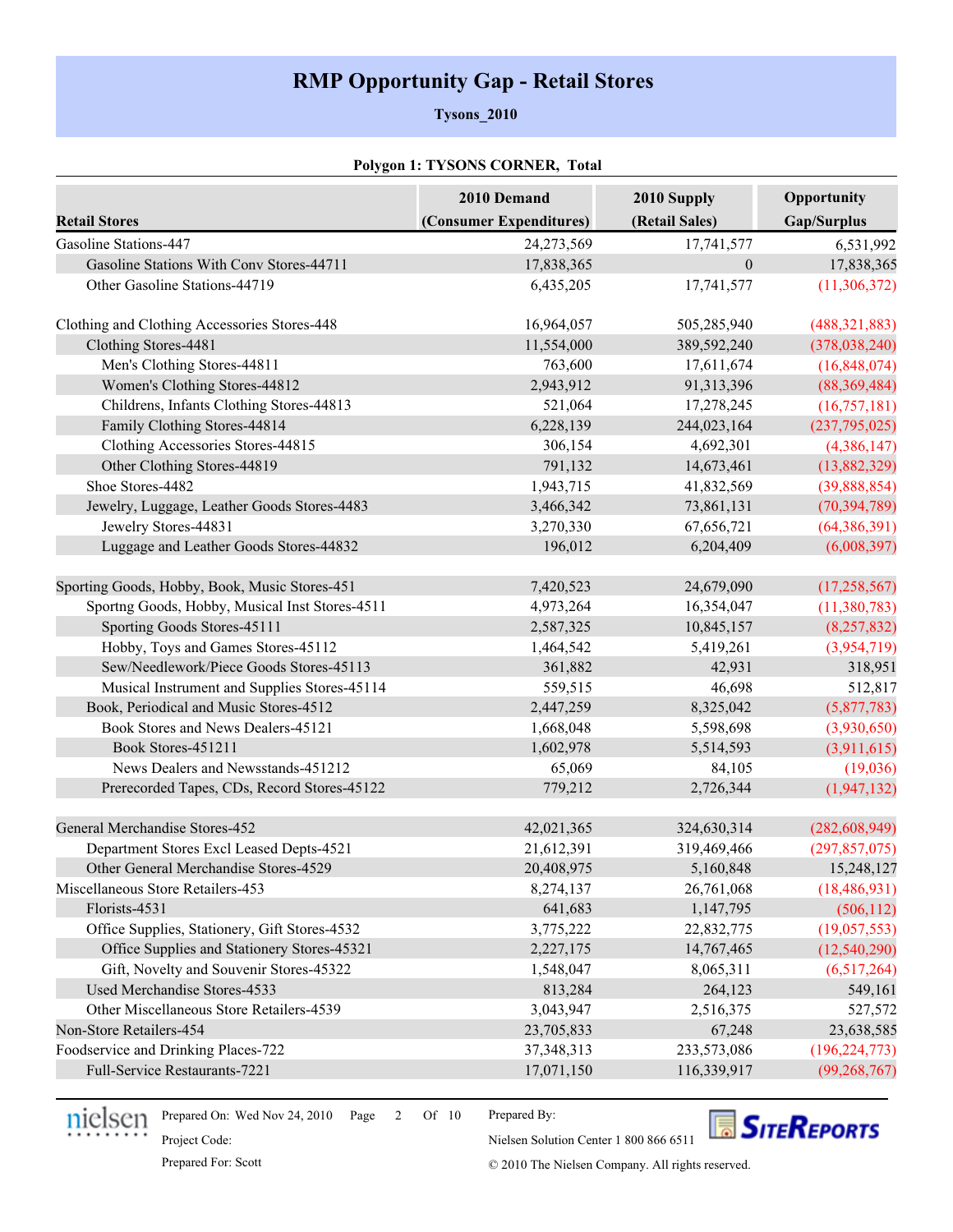# RMP Opportunity Gap - Retail Stores

**Tysons_2010**

**Polygon 1: TYSONS CORNER, Total**

| Retail Stores | 2010 Demand (Consumer Expenditures) | 2010 Supply (Retail Sales) | Opportunity Gap/Surplus |
|---|---|---|---|
| Gasoline Stations-447 | 24,273,569 | 17,741,577 | 6,531,992 |
| Gasoline Stations With Conv Stores-44711 | 17,838,365 | 0 | 17,838,365 |
| Other Gasoline Stations-44719 | 6,435,205 | 17,741,577 | (11,306,372) |
| Clothing and Clothing Accessories Stores-448 | 16,964,057 | 505,285,940 | (488,321,883) |
| Clothing Stores-4481 | 11,554,000 | 389,592,240 | (378,038,240) |
| Men's Clothing Stores-44811 | 763,600 | 17,611,674 | (16,848,074) |
| Women's Clothing Stores-44812 | 2,943,912 | 91,313,396 | (88,369,484) |
| Childrens, Infants Clothing Stores-44813 | 521,064 | 17,278,245 | (16,757,181) |
| Family Clothing Stores-44814 | 6,228,139 | 244,023,164 | (237,795,025) |
| Clothing Accessories Stores-44815 | 306,154 | 4,692,301 | (4,386,147) |
| Other Clothing Stores-44819 | 791,132 | 14,673,461 | (13,882,329) |
| Shoe Stores-4482 | 1,943,715 | 41,832,569 | (39,888,854) |
| Jewelry, Luggage, Leather Goods Stores-4483 | 3,466,342 | 73,861,131 | (70,394,789) |
| Jewelry Stores-44831 | 3,270,330 | 67,656,721 | (64,386,391) |
| Luggage and Leather Goods Stores-44832 | 196,012 | 6,204,409 | (6,008,397) |
| Sporting Goods, Hobby, Book, Music Stores-451 | 7,420,523 | 24,679,090 | (17,258,567) |
| Sportng Goods, Hobby, Musical Inst Stores-4511 | 4,973,264 | 16,354,047 | (11,380,783) |
| Sporting Goods Stores-45111 | 2,587,325 | 10,845,157 | (8,257,832) |
| Hobby, Toys and Games Stores-45112 | 1,464,542 | 5,419,261 | (3,954,719) |
| Sew/Needlework/Piece Goods Stores-45113 | 361,882 | 42,931 | 318,951 |
| Musical Instrument and Supplies Stores-45114 | 559,515 | 46,698 | 512,817 |
| Book, Periodical and Music Stores-4512 | 2,447,259 | 8,325,042 | (5,877,783) |
| Book Stores and News Dealers-45121 | 1,668,048 | 5,598,698 | (3,930,650) |
| Book Stores-451211 | 1,602,978 | 5,514,593 | (3,911,615) |
| News Dealers and Newsstands-451212 | 65,069 | 84,105 | (19,036) |
| Prerecorded Tapes, CDs, Record Stores-45122 | 779,212 | 2,726,344 | (1,947,132) |
| General Merchandise Stores-452 | 42,021,365 | 324,630,314 | (282,608,949) |
| Department Stores Excl Leased Depts-4521 | 21,612,391 | 319,469,466 | (297,857,075) |
| Other General Merchandise Stores-4529 | 20,408,975 | 5,160,848 | 15,248,127 |
| Miscellaneous Store Retailers-453 | 8,274,137 | 26,761,068 | (18,486,931) |
| Florists-4531 | 641,683 | 1,147,795 | (506,112) |
| Office Supplies, Stationery, Gift Stores-4532 | 3,775,222 | 22,832,775 | (19,057,553) |
| Office Supplies and Stationery Stores-45321 | 2,227,175 | 14,767,465 | (12,540,290) |
| Gift, Novelty and Souvenir Stores-45322 | 1,548,047 | 8,065,311 | (6,517,264) |
| Used Merchandise Stores-4533 | 813,284 | 264,123 | 549,161 |
| Other Miscellaneous Store Retailers-4539 | 3,043,947 | 2,516,375 | 527,572 |
| Non-Store Retailers-454 | 23,705,833 | 67,248 | 23,638,585 |
| Foodservice and Drinking Places-722 | 37,348,313 | 233,573,086 | (196,224,773) |
| Full-Service Restaurants-7221 | 17,071,150 | 116,339,917 | (99,268,767) |

Prepared On: Wed Nov 24, 2010
Project Code:
Prepared For: Scott

Prepared By:
Nielsen Solution Center 1 800 866 6511
© 2010 The Nielsen Company. All rights reserved.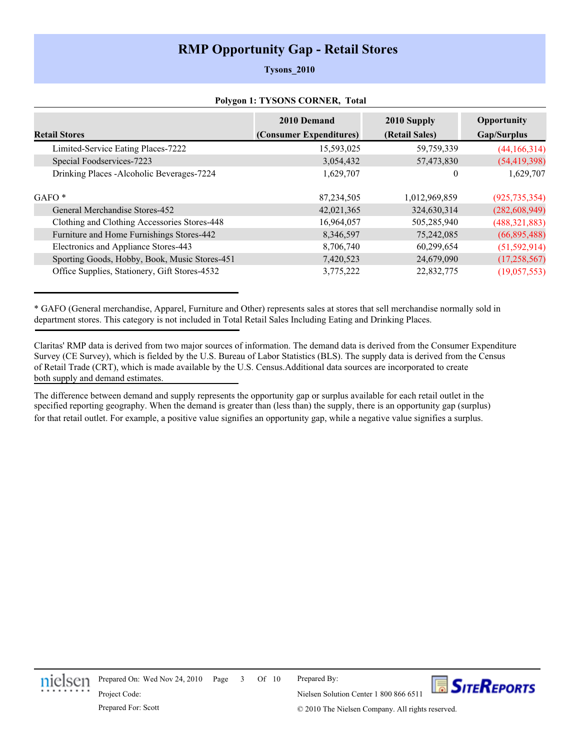# RMP Opportunity Gap - Retail Stores

**Tysons_2010**

**Polygon 1: TYSONS CORNER, Total**

| Retail Stores | 2010 Demand (Consumer Expenditures) | 2010 Supply (Retail Sales) | Opportunity Gap/Surplus |
|---|---|---|---|
| Limited-Service Eating Places-7222 | 15,593,025 | 59,759,339 | (44,166,314) |
| Special Foodservices-7223 | 3,054,432 | 57,473,830 | (54,419,398) |
| Drinking Places -Alcoholic Beverages-7224 | 1,629,707 | 0 | 1,629,707 |
| GAFO * | 87,234,505 | 1,012,969,859 | (925,735,354) |
| General Merchandise Stores-452 | 42,021,365 | 324,630,314 | (282,608,949) |
| Clothing and Clothing Accessories Stores-448 | 16,964,057 | 505,285,940 | (488,321,883) |
| Furniture and Home Furnishings Stores-442 | 8,346,597 | 75,242,085 | (66,895,488) |
| Electronics and Appliance Stores-443 | 8,706,740 | 60,299,654 | (51,592,914) |
| Sporting Goods, Hobby, Book, Music Stores-451 | 7,420,523 | 24,679,090 | (17,258,567) |
| Office Supplies, Stationery, Gift Stores-4532 | 3,775,222 | 22,832,775 | (19,057,553) |

* GAFO (General merchandise, Apparel, Furniture and Other) represents sales at stores that sell merchandise normally sold in department stores. This category is not included in Total Retail Sales Including Eating and Drinking Places.

Claritas' RMP data is derived from two major sources of information. The demand data is derived from the Consumer Expenditure Survey (CE Survey), which is fielded by the U.S. Bureau of Labor Statistics (BLS). The supply data is derived from the Census of Retail Trade (CRT), which is made available by the U.S. Census.Additional data sources are incorporated to create both supply and demand estimates.

The difference between demand and supply represents the opportunity gap or surplus available for each retail outlet in the specified reporting geography. When the demand is greater than (less than) the supply, there is an opportunity gap (surplus) for that retail outlet. For example, a positive value signifies an opportunity gap, while a negative value signifies a surplus.

Prepared On: Wed Nov 24, 2010

Project Code:

Prepared For: Scott

Prepared By:

Nielsen Solution Center 1 800 866 6511

© 2010 The Nielsen Company. All rights reserved.